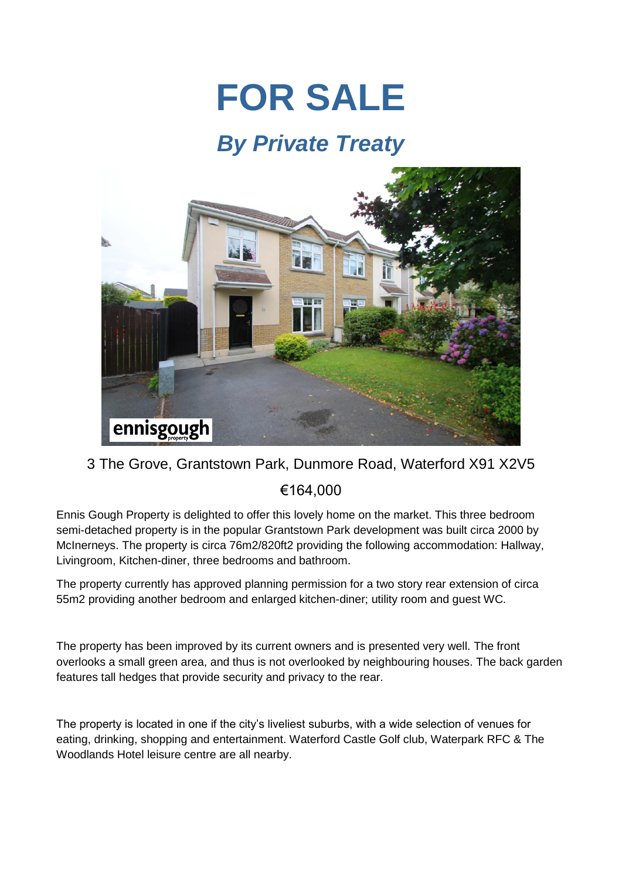# FOR SALE

## *By Private Treaty*

3 The Grove, Grantstown Park, Dunmore Road, Waterford X91 X2V5

€164,000

Ennis Gough Property is delighted to offer this lovely home on the market. This three bedroom semi-detached property is in the popular Grantstown Park development was built circa 2000 by McInerneys. The property is circa 76m2/820ft2 providing the following accommodation: Hallway, Livingroom, Kitchen-diner, three bedrooms and bathroom.

The property currently has approved planning permission for a two story rear extension of circa 55m2 providing another bedroom and enlarged kitchen-diner; utility room and guest WC.

The property has been improved by its current owners and is presented very well. The front overlooks a small green area, and thus is not overlooked by neighbouring houses. The back garden features tall hedges that provide security and privacy to the rear.

The property is located in one if the city's liveliest suburbs, with a wide selection of venues for eating, drinking, shopping and entertainment. Waterford Castle Golf club, Waterpark RFC & The Woodlands Hotel leisure centre are all nearby.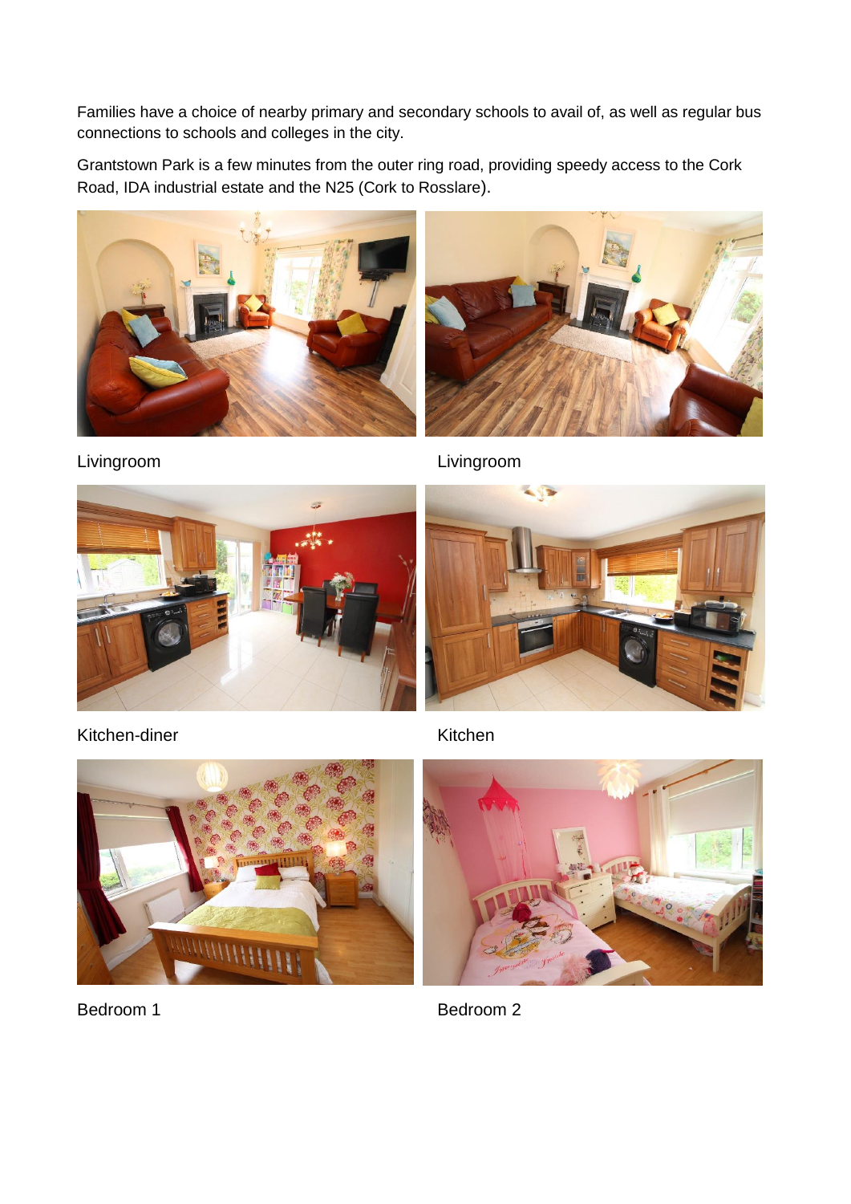Families have a choice of nearby primary and secondary schools to avail of, as well as regular bus connections to schools and colleges in the city.

Grantstown Park is a few minutes from the outer ring road, providing speedy access to the Cork Road, IDA industrial estate and the N25 (Cork to Rosslare).

Livingroom

Livingroom

Kitchen-diner

Kitchen

Bedroom 1

Bedroom 2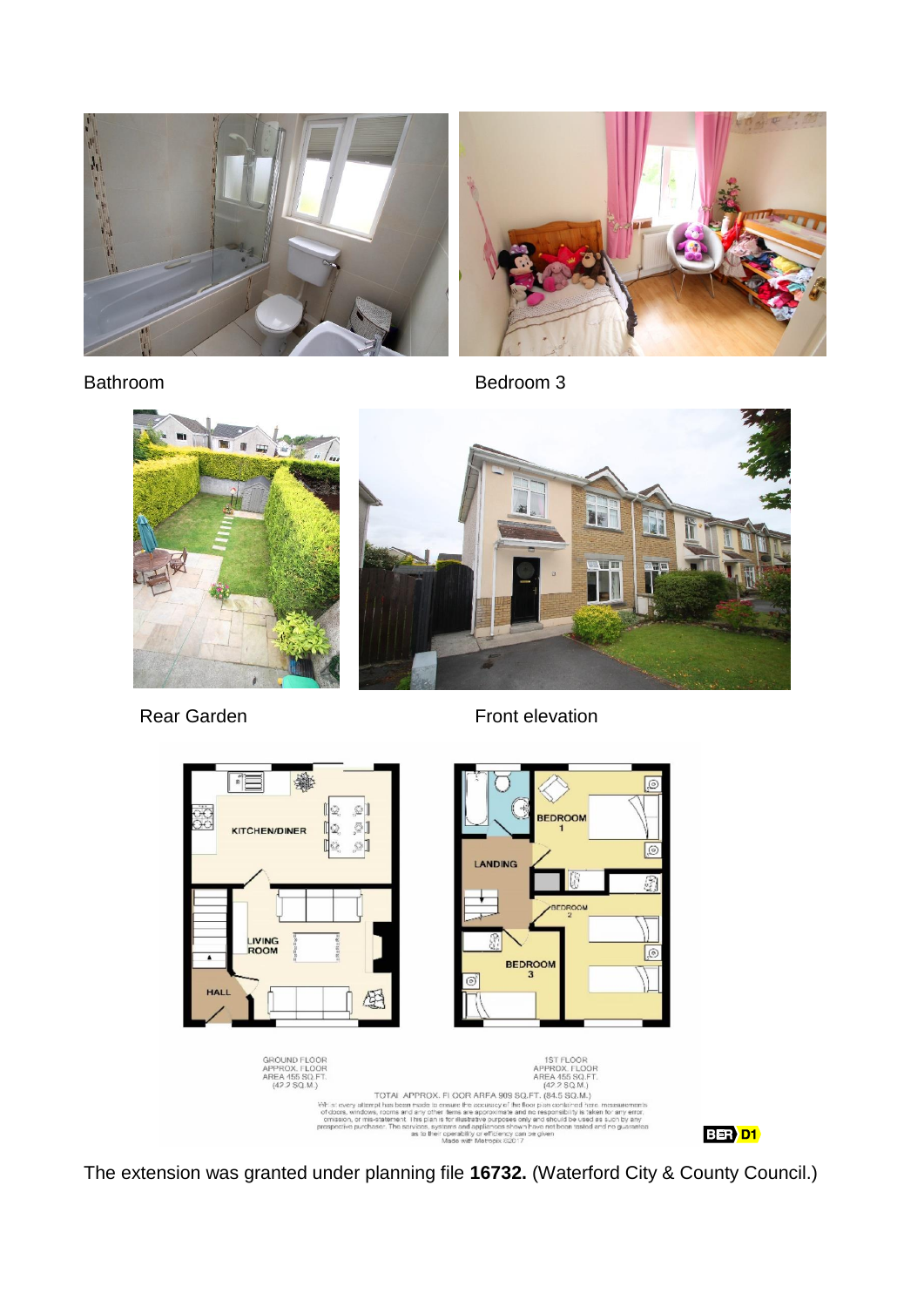Bathroom

Bedroom 3

Rear Garden

Front elevation

KITCHEN/DINER

LIVING ROOM

HALL

BEDROOM 1

LANDING

BEDROOM 2

BEDROOM 3

GROUND FLOOR
APPROX. FLOOR
AREA 455 SQ.FT.
(42.2 SQ.M.)

1ST FLOOR
APPROX. FLOOR
AREA 455 SQ.FT.
(42.2 SQ.M.)

TOTAL APPROX. FLOOR AREA 909 SQ.FT. (84.5 SQ.M.)

Whilst every attempt has been made to ensure the accuracy of the floor plan contained here, measurements of doors, windows, rooms and any other items are approximate and no responsibility is taken for any error, omission, or mis-statement. This plan is for illustrative purposes only and should be used as such by any prospective purchaser. The services, systems and appliances shown have not been tested and no guarantee as to their operability or efficiency can be given
Made with Metropix ©2017

BER D1

The extension was granted under planning file **16732.** (Waterford City & County Council.)